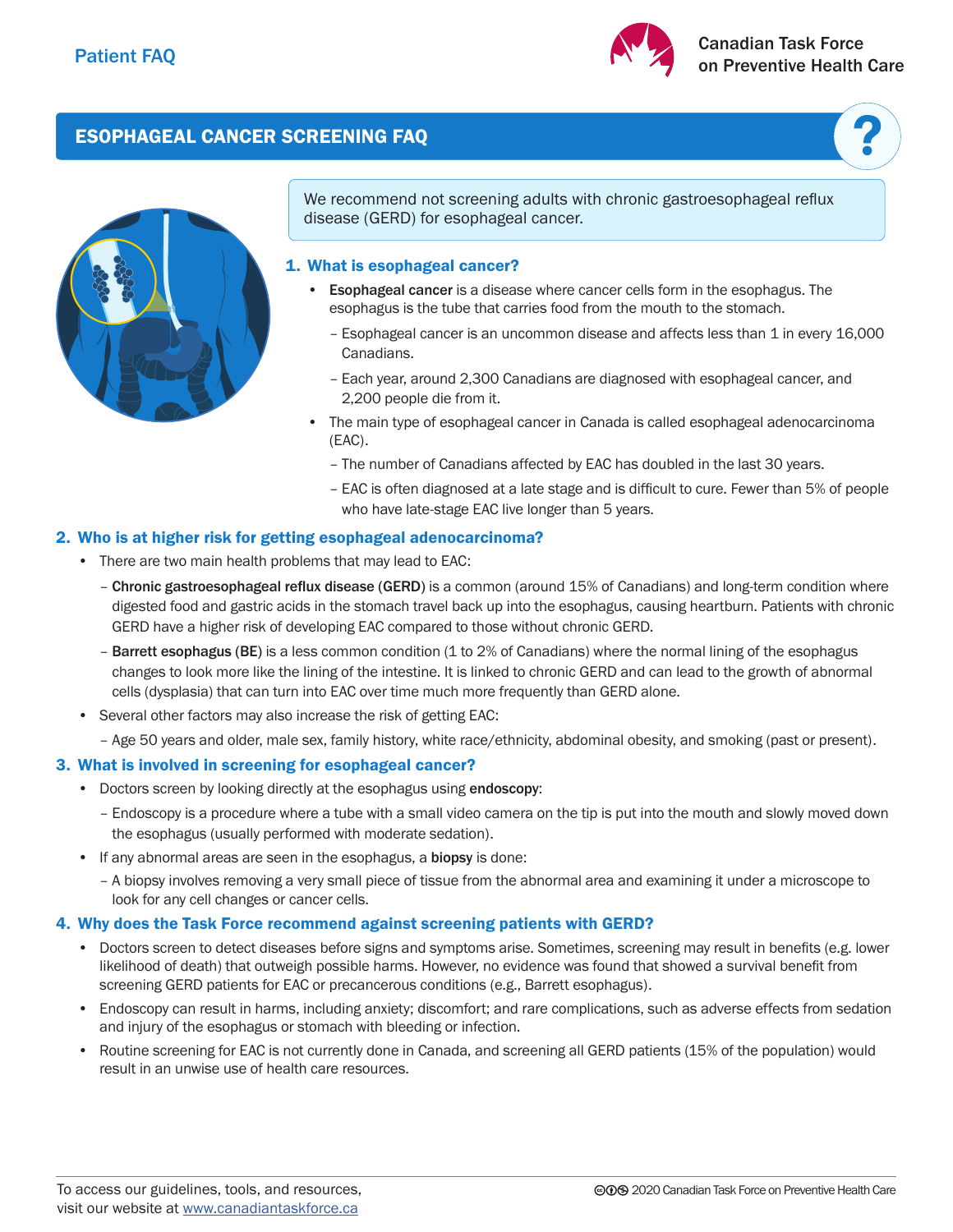Patient FAQ

Canadian Task Force on Preventive Health Care

# ESOPHAGEAL CANCER SCREENING FAQ

We recommend not screening adults with chronic gastroesophageal reflux disease (GERD) for esophageal cancer.

## 1. What is esophageal cancer?

- **Esophageal cancer** is a disease where cancer cells form in the esophagus. The esophagus is the tube that carries food from the mouth to the stomach.
  - Esophageal cancer is an uncommon disease and affects less than 1 in every 16,000 Canadians.
  - Each year, around 2,300 Canadians are diagnosed with esophageal cancer, and 2,200 people die from it.
- The main type of esophageal cancer in Canada is called esophageal adenocarcinoma (EAC).
  - The number of Canadians affected by EAC has doubled in the last 30 years.
  - EAC is often diagnosed at a late stage and is difficult to cure. Fewer than 5% of people who have late-stage EAC live longer than 5 years.

## 2. Who is at higher risk for getting esophageal adenocarcinoma?

- There are two main health problems that may lead to EAC:
  - **Chronic gastroesophageal reflux disease** (**GERD**) is a common (around 15% of Canadians) and long-term condition where digested food and gastric acids in the stomach travel back up into the esophagus, causing heartburn. Patients with chronic GERD have a higher risk of developing EAC compared to those without chronic GERD.
  - **Barrett esophagus** (**BE**) is a less common condition (1 to 2% of Canadians) where the normal lining of the esophagus changes to look more like the lining of the intestine. It is linked to chronic GERD and can lead to the growth of abnormal cells (dysplasia) that can turn into EAC over time much more frequently than GERD alone.
- Several other factors may also increase the risk of getting EAC:
  - Age 50 years and older, male sex, family history, white race/ethnicity, abdominal obesity, and smoking (past or present).

## 3. What is involved in screening for esophageal cancer?

- Doctors screen by looking directly at the esophagus using **endoscopy**:
  - Endoscopy is a procedure where a tube with a small video camera on the tip is put into the mouth and slowly moved down the esophagus (usually performed with moderate sedation).
- If any abnormal areas are seen in the esophagus, a **biopsy** is done:
  - A biopsy involves removing a very small piece of tissue from the abnormal area and examining it under a microscope to look for any cell changes or cancer cells.

## 4. Why does the Task Force recommend against screening patients with GERD?

- Doctors screen to detect diseases before signs and symptoms arise. Sometimes, screening may result in benefits (e.g. lower likelihood of death) that outweigh possible harms. However, no evidence was found that showed a survival benefit from screening GERD patients for EAC or precancerous conditions (e.g., Barrett esophagus).
- Endoscopy can result in harms, including anxiety; discomfort; and rare complications, such as adverse effects from sedation and injury of the esophagus or stomach with bleeding or infection.
- Routine screening for EAC is not currently done in Canada, and screening all GERD patients (15% of the population) would result in an unwise use of health care resources.

To access our guidelines, tools, and resources, visit our website at www.canadiantaskforce.ca

© 2020 Canadian Task Force on Preventive Health Care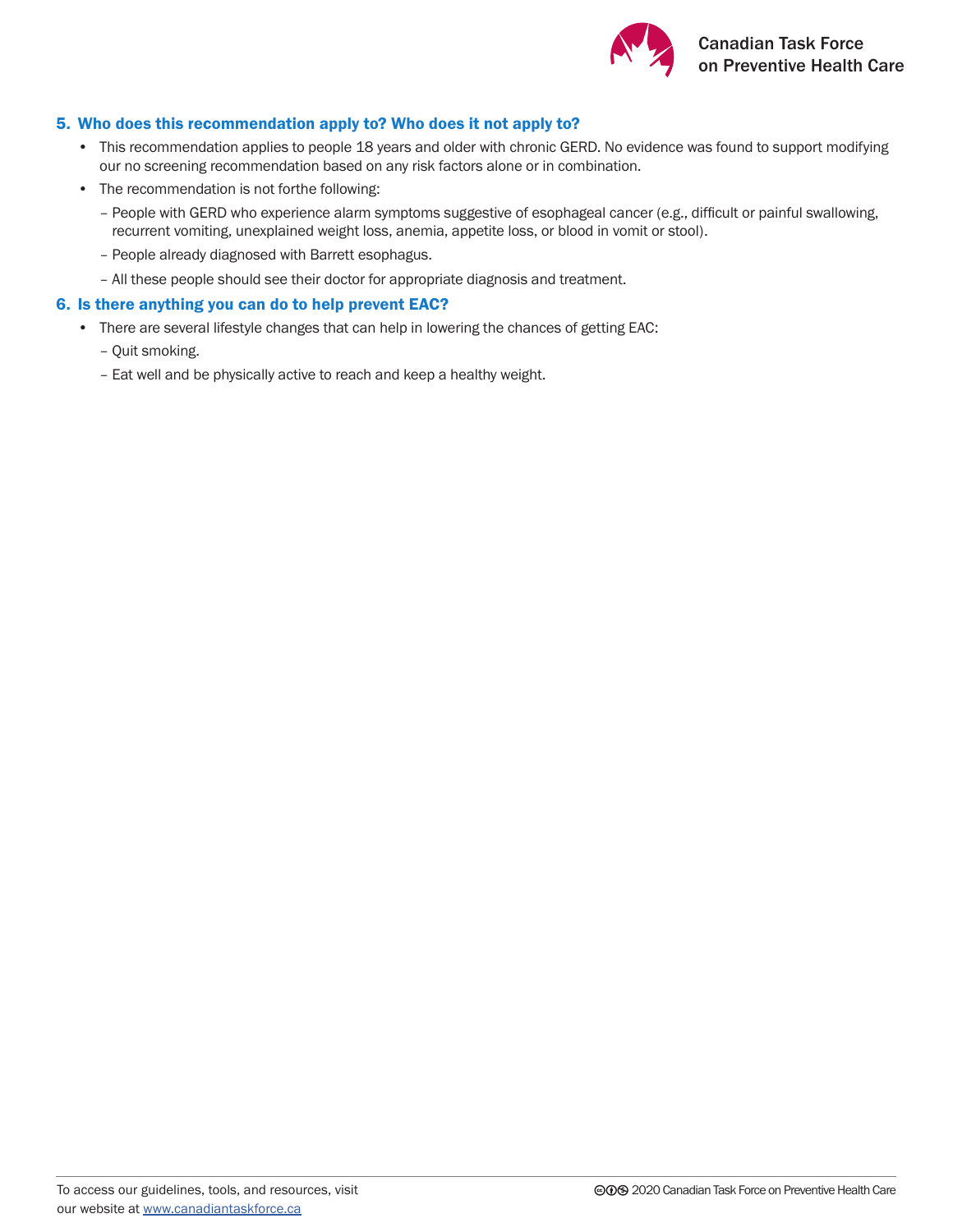## 5. Who does this recommendation apply to? Who does it not apply to?

- This recommendation applies to people 18 years and older with chronic GERD. No evidence was found to support modifying our no screening recommendation based on any risk factors alone or in combination.
- The recommendation is not forthe following:
  - People with GERD who experience alarm symptoms suggestive of esophageal cancer (e.g., difficult or painful swallowing, recurrent vomiting, unexplained weight loss, anemia, appetite loss, or blood in vomit or stool).
  - People already diagnosed with Barrett esophagus.
  - All these people should see their doctor for appropriate diagnosis and treatment.

## 6. Is there anything you can do to help prevent EAC?

- There are several lifestyle changes that can help in lowering the chances of getting EAC:
  - Quit smoking.
  - Eat well and be physically active to reach and keep a healthy weight.